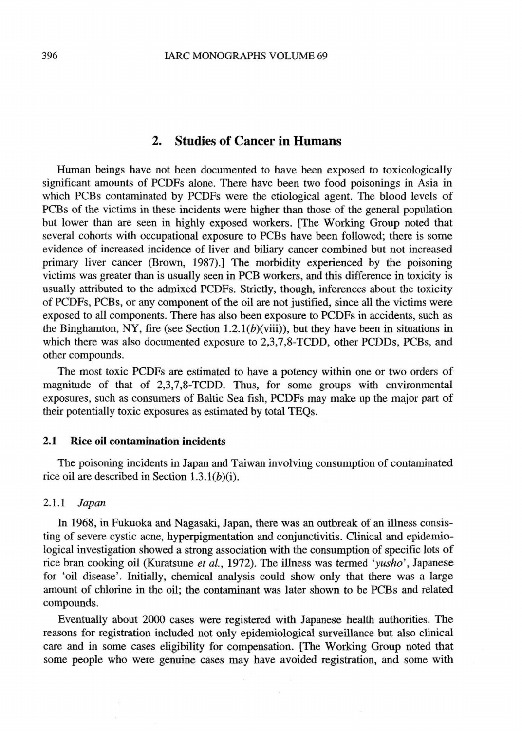## 2. Studies of Cancer in Humans

Human beings have not been documented to have been exposed to toxicologically significant amounts of PCDFs alone. There have been two food poisonings in Asia in which PCBs contaminated by PCDFs were the etiological agent. The blood levels of PCBs of the victims in these incidents were higher than those of the general population but lower than are seen in highly exposed workers. [The Working Group noted that several cohorts with occupational exposure to PCBs have been followed; there is some evidence of increased incidence of liver and biliary cancer combined but not increased primary liver cancer (Brown, 1987).] The morbidity experienced by the poisoning victims was greater than is usually seen in PCB workers, and this difference in toxicity is usually attributed to the admixed PCDFs. Strictly, though, inferences about the toxicity of PCDFs, PCBs, or any component of the oil are not justified, since all the victims were exposed to all components. There has also been exposure to PCDFs in accidents, such as the Binghamton, NY, fire (see Section 1.2.1(*b*)(viii)), but they have been in situations in which there was also documented exposure to 2,3,7,8-TCDD, other PCDDs, PCBs, and other compounds.

The most toxic PCDFs are estimated to have a potency within one or two orders of magnitude of that of 2,3,7,8-TCDD. Thus, for some groups with environmental exposures, such as consumers of Baltic Sea fish, PCDFs may make up the major part of their potentially toxic exposures as estimated by total TEQs.

### 2.1 Rice oil contamination incidents

The poisoning incidents in Japan and Taiwan involving consumption of contaminated rice oil are described in Section 1.3.1(*b*)(i).

#### 2.1.1 *Japan*

In 1968, in Fukuoka and Nagasaki, Japan, there was an outbreak of an illness consisting of severe cystic acne, hyperpigmentation and conjunctivitis. Clinical and epidemiological investigation showed a strong association with the consumption of specific lots of rice bran cooking oil (Kuratsune *et al.*, 1972). The illness was termed '*yusho*', Japanese for 'oil disease'. Initially, chemical analysis could show only that there was a large amount of chlorine in the oil; the contaminant was later shown to be PCBs and related compounds.

Eventually about 2000 cases were registered with Japanese health authorities. The reasons for registration included not only epidemiological surveillance but also clinical care and in some cases eligibility for compensation. [The Working Group noted that some people who were genuine cases may have avoided registration, and some with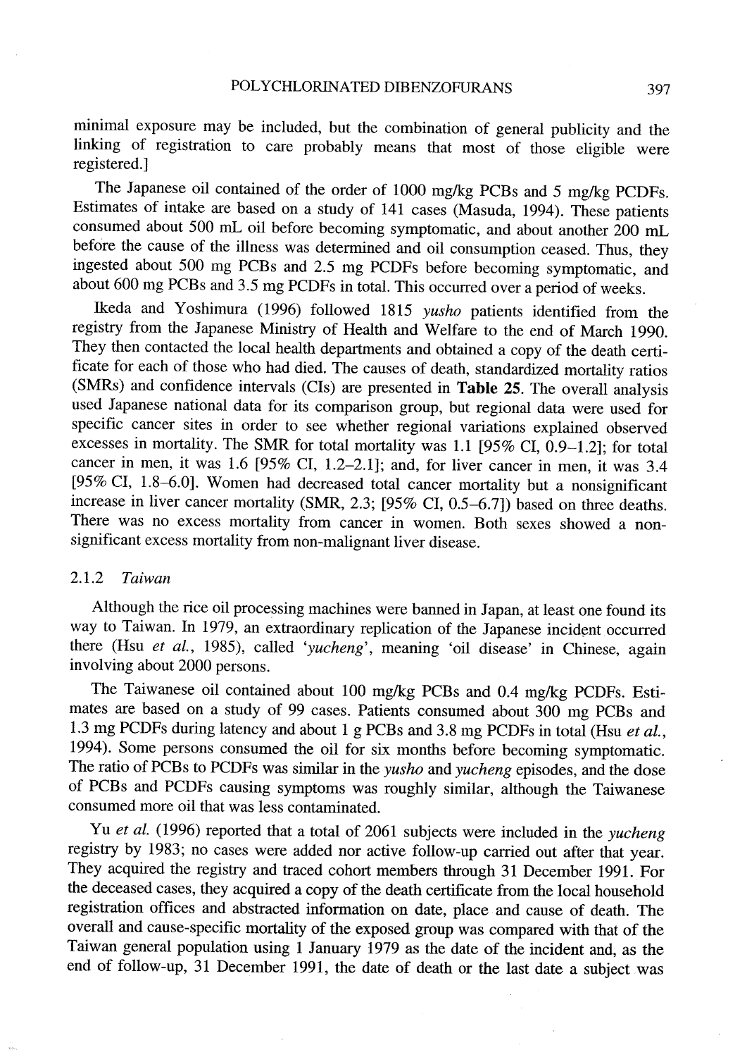minimal exposure may be included, but the combination of general publicity and the linking of registration to care probably means that most of those eligible were registered.]

The Japanese oil contained of the order of 1000 mg/kg PCBs and 5 mg/kg PCDFs. Estimates of intake are based on a study of 141 cases (Masuda, 1994). These patients consumed about 500 mL oil before becoming symptomatic, and about another 200 mL before the cause of the illness was determined and oil consumption ceased. Thus, they ingested about 500 mg PCBs and 2.5 mg PCDFs before becoming symptomatic, and about 600 mg PCBs and 3.5 mg PCDFs in total. This occurred over a period of weeks.

Ikeda and Yoshimura (1996) followed 1815 *yusho* patients identified from the registry from the Japanese Ministry of Health and Welfare to the end of March 1990. They then contacted the local health departments and obtained a copy of the death certificate for each of those who had died. The causes of death, standardized mortality ratios (SMRs) and confidence intervals (CIs) are presented in **Table 25**. The overall analysis used Japanese national data for its comparison group, but regional data were used for specific cancer sites in order to see whether regional variations explained observed excesses in mortality. The SMR for total mortality was 1.1 [95% CI, 0.9–1.2]; for total cancer in men, it was 1.6 [95% CI, 1.2–2.1]; and, for liver cancer in men, it was 3.4 [95% CI, 1.8–6.0]. Women had decreased total cancer mortality but a nonsignificant increase in liver cancer mortality (SMR, 2.3; [95% CI, 0.5–6.7]) based on three deaths. There was no excess mortality from cancer in women. Both sexes showed a non-significant excess mortality from non-malignant liver disease.

### 2.1.2 *Taiwan*

Although the rice oil processing machines were banned in Japan, at least one found its way to Taiwan. In 1979, an extraordinary replication of the Japanese incident occurred there (Hsu *et al.*, 1985), called '*yucheng*', meaning 'oil disease' in Chinese, again involving about 2000 persons.

The Taiwanese oil contained about 100 mg/kg PCBs and 0.4 mg/kg PCDFs. Estimates are based on a study of 99 cases. Patients consumed about 300 mg PCBs and 1.3 mg PCDFs during latency and about 1 g PCBs and 3.8 mg PCDFs in total (Hsu *et al.*, 1994). Some persons consumed the oil for six months before becoming symptomatic. The ratio of PCBs to PCDFs was similar in the *yusho* and *yucheng* episodes, and the dose of PCBs and PCDFs causing symptoms was roughly similar, although the Taiwanese consumed more oil that was less contaminated.

Yu *et al.* (1996) reported that a total of 2061 subjects were included in the *yucheng* registry by 1983; no cases were added nor active follow-up carried out after that year. They acquired the registry and traced cohort members through 31 December 1991. For the deceased cases, they acquired a copy of the death certificate from the local household registration offices and abstracted information on date, place and cause of death. The overall and cause-specific mortality of the exposed group was compared with that of the Taiwan general population using 1 January 1979 as the date of the incident and, as the end of follow-up, 31 December 1991, the date of death or the last date a subject was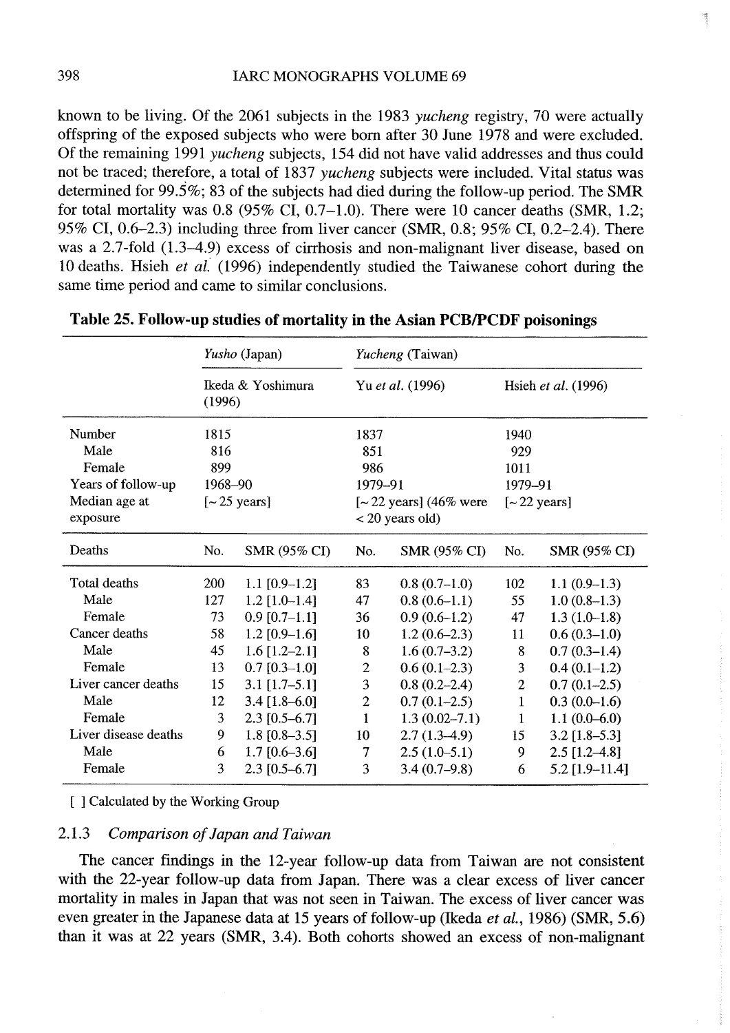known to be living. Of the 2061 subjects in the 1983 *yucheng* registry, 70 were actually offspring of the exposed subjects who were born after 30 June 1978 and were excluded. Of the remaining 1991 *yucheng* subjects, 154 did not have valid addresses and thus could not be traced; therefore, a total of 1837 *yucheng* subjects were included. Vital status was determined for 99.5%; 83 of the subjects had died during the follow-up period. The SMR for total mortality was 0.8 (95% CI, 0.7–1.0). There were 10 cancer deaths (SMR, 1.2; 95% CI, 0.6–2.3) including three from liver cancer (SMR, 0.8; 95% CI, 0.2–2.4). There was a 2.7-fold (1.3–4.9) excess of cirrhosis and non-malignant liver disease, based on 10 deaths. Hsieh *et al.* (1996) independently studied the Taiwanese cohort during the same time period and came to similar conclusions.

**Table 25. Follow-up studies of mortality in the Asian PCB/PCDF poisonings**

| | *Yusho* (Japan) | | *Yucheng* (Taiwan) | | | |
|---|---|---|---|---|---|---|
| | Ikeda & Yoshimura (1996) | | Yu *et al.* (1996) | | Hsieh *et al.* (1996) | |
| Number | 1815 | | 1837 | | 1940 | |
| Male | 816 | | 851 | | 929 | |
| Female | 899 | | 986 | | 1011 | |
| Years of follow-up | 1968–90 | | 1979–91 | | 1979–91 | |
| Median age at exposure | [~ 25 years] | | [~ 22 years] (46% were < 20 years old) | | [~ 22 years] | |
| Deaths | No. | SMR (95% CI) | No. | SMR (95% CI) | No. | SMR (95% CI) |
| Total deaths | 200 | 1.1 [0.9–1.2] | 83 | 0.8 (0.7–1.0) | 102 | 1.1 (0.9–1.3) |
| Male | 127 | 1.2 [1.0–1.4] | 47 | 0.8 (0.6–1.1) | 55 | 1.0 (0.8–1.3) |
| Female | 73 | 0.9 [0.7–1.1] | 36 | 0.9 (0.6–1.2) | 47 | 1.3 (1.0–1.8) |
| Cancer deaths | 58 | 1.2 [0.9–1.6] | 10 | 1.2 (0.6–2.3) | 11 | 0.6 (0.3–1.0) |
| Male | 45 | 1.6 [1.2–2.1] | 8 | 1.6 (0.7–3.2) | 8 | 0.7 (0.3–1.4) |
| Female | 13 | 0.7 [0.3–1.0] | 2 | 0.6 (0.1–2.3) | 3 | 0.4 (0.1–1.2) |
| Liver cancer deaths | 15 | 3.1 [1.7–5.1] | 3 | 0.8 (0.2–2.4) | 2 | 0.7 (0.1–2.5) |
| Male | 12 | 3.4 [1.8–6.0] | 2 | 0.7 (0.1–2.5) | 1 | 0.3 (0.0–1.6) |
| Female | 3 | 2.3 [0.5–6.7] | 1 | 1.3 (0.02–7.1) | 1 | 1.1 (0.0–6.0) |
| Liver disease deaths | 9 | 1.8 [0.8–3.5] | 10 | 2.7 (1.3–4.9) | 15 | 3.2 [1.8–5.3] |
| Male | 6 | 1.7 [0.6–3.6] | 7 | 2.5 (1.0–5.1) | 9 | 2.5 [1.2–4.8] |
| Female | 3 | 2.3 [0.5–6.7] | 3 | 3.4 (0.7–9.8) | 6 | 5.2 [1.9–11.4] |

[ ] Calculated by the Working Group

### 2.1.3 *Comparison of Japan and Taiwan*

The cancer findings in the 12-year follow-up data from Taiwan are not consistent with the 22-year follow-up data from Japan. There was a clear excess of liver cancer mortality in males in Japan that was not seen in Taiwan. The excess of liver cancer was even greater in the Japanese data at 15 years of follow-up (Ikeda *et al.*, 1986) (SMR, 5.6) than it was at 22 years (SMR, 3.4). Both cohorts showed an excess of non-malignant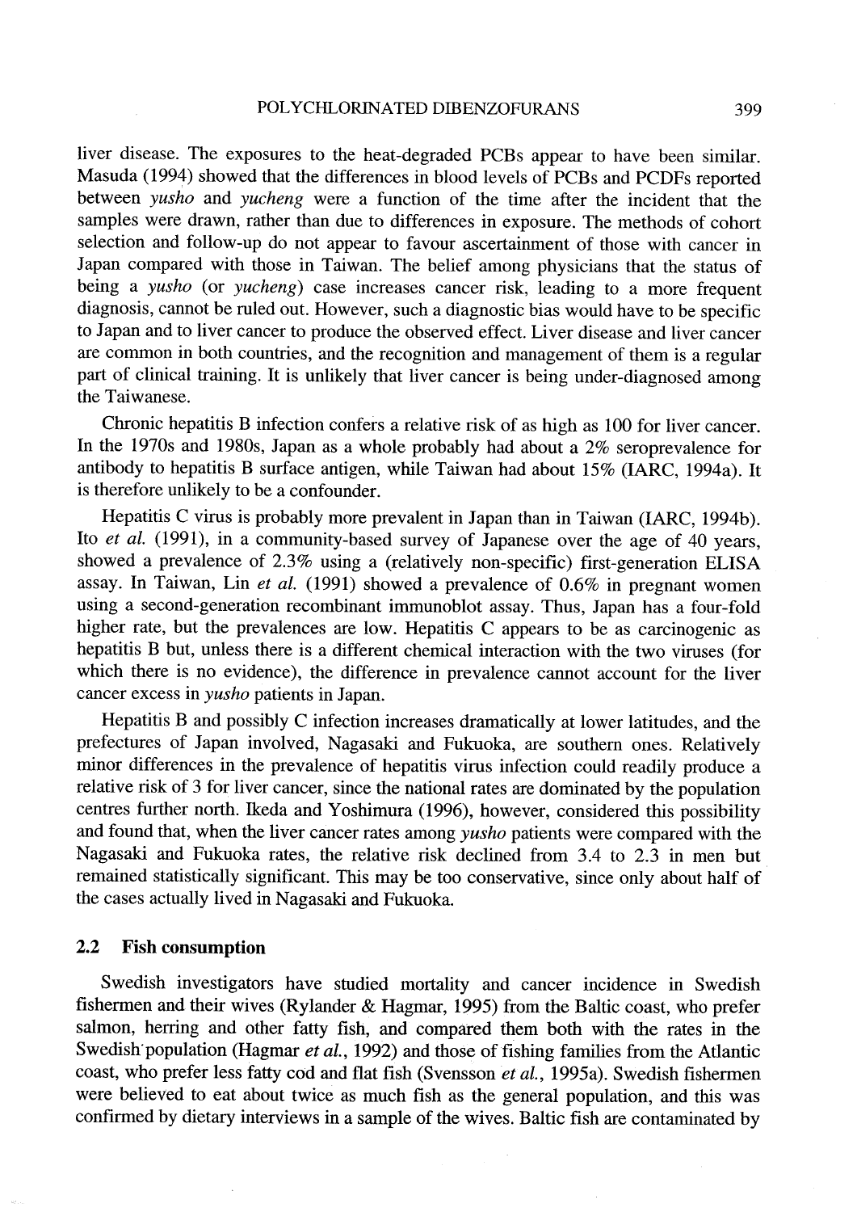liver disease. The exposures to the heat-degraded PCBs appear to have been similar. Masuda (1994) showed that the differences in blood levels of PCBs and PCDFs reported between *yusho* and *yucheng* were a function of the time after the incident that the samples were drawn, rather than due to differences in exposure. The methods of cohort selection and follow-up do not appear to favour ascertainment of those with cancer in Japan compared with those in Taiwan. The belief among physicians that the status of being a *yusho* (or *yucheng*) case increases cancer risk, leading to a more frequent diagnosis, cannot be ruled out. However, such a diagnostic bias would have to be specific to Japan and to liver cancer to produce the observed effect. Liver disease and liver cancer are common in both countries, and the recognition and management of them is a regular part of clinical training. It is unlikely that liver cancer is being under-diagnosed among the Taiwanese.

Chronic hepatitis B infection confers a relative risk of as high as 100 for liver cancer. In the 1970s and 1980s, Japan as a whole probably had about a 2% seroprevalence for antibody to hepatitis B surface antigen, while Taiwan had about 15% (IARC, 1994a). It is therefore unlikely to be a confounder.

Hepatitis C virus is probably more prevalent in Japan than in Taiwan (IARC, 1994b). Ito *et al.* (1991), in a community-based survey of Japanese over the age of 40 years, showed a prevalence of 2.3% using a (relatively non-specific) first-generation ELISA assay. In Taiwan, Lin *et al.* (1991) showed a prevalence of 0.6% in pregnant women using a second-generation recombinant immunoblot assay. Thus, Japan has a four-fold higher rate, but the prevalences are low. Hepatitis C appears to be as carcinogenic as hepatitis B but, unless there is a different chemical interaction with the two viruses (for which there is no evidence), the difference in prevalence cannot account for the liver cancer excess in *yusho* patients in Japan.

Hepatitis B and possibly C infection increases dramatically at lower latitudes, and the prefectures of Japan involved, Nagasaki and Fukuoka, are southern ones. Relatively minor differences in the prevalence of hepatitis virus infection could readily produce a relative risk of 3 for liver cancer, since the national rates are dominated by the population centres further north. Ikeda and Yoshimura (1996), however, considered this possibility and found that, when the liver cancer rates among *yusho* patients were compared with the Nagasaki and Fukuoka rates, the relative risk declined from 3.4 to 2.3 in men but remained statistically significant. This may be too conservative, since only about half of the cases actually lived in Nagasaki and Fukuoka.

## 2.2 Fish consumption

Swedish investigators have studied mortality and cancer incidence in Swedish fishermen and their wives (Rylander & Hagmar, 1995) from the Baltic coast, who prefer salmon, herring and other fatty fish, and compared them both with the rates in the Swedish population (Hagmar *et al.*, 1992) and those of fishing families from the Atlantic coast, who prefer less fatty cod and flat fish (Svensson *et al.*, 1995a). Swedish fishermen were believed to eat about twice as much fish as the general population, and this was confirmed by dietary interviews in a sample of the wives. Baltic fish are contaminated by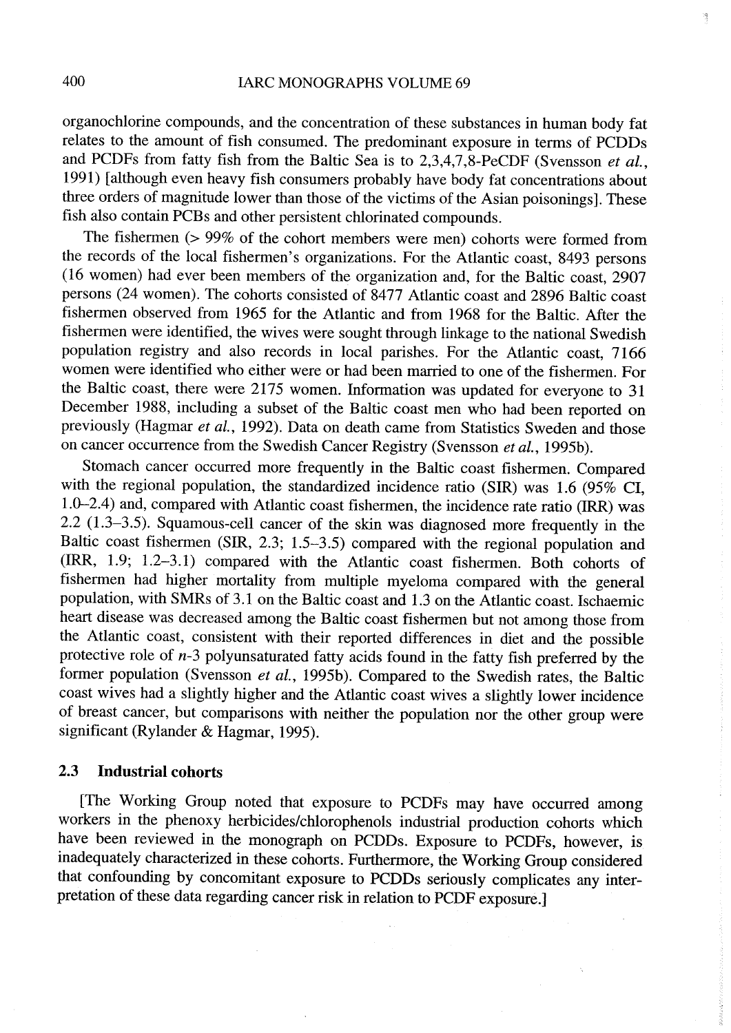organochlorine compounds, and the concentration of these substances in human body fat relates to the amount of fish consumed. The predominant exposure in terms of PCDDs and PCDFs from fatty fish from the Baltic Sea is to 2,3,4,7,8-PeCDF (Svensson *et al.*, 1991) [although even heavy fish consumers probably have body fat concentrations about three orders of magnitude lower than those of the victims of the Asian poisonings]. These fish also contain PCBs and other persistent chlorinated compounds.

The fishermen (> 99% of the cohort members were men) cohorts were formed from the records of the local fishermen's organizations. For the Atlantic coast, 8493 persons (16 women) had ever been members of the organization and, for the Baltic coast, 2907 persons (24 women). The cohorts consisted of 8477 Atlantic coast and 2896 Baltic coast fishermen observed from 1965 for the Atlantic and from 1968 for the Baltic. After the fishermen were identified, the wives were sought through linkage to the national Swedish population registry and also records in local parishes. For the Atlantic coast, 7166 women were identified who either were or had been married to one of the fishermen. For the Baltic coast, there were 2175 women. Information was updated for everyone to 31 December 1988, including a subset of the Baltic coast men who had been reported on previously (Hagmar *et al.*, 1992). Data on death came from Statistics Sweden and those on cancer occurrence from the Swedish Cancer Registry (Svensson *et al.*, 1995b).

Stomach cancer occurred more frequently in the Baltic coast fishermen. Compared with the regional population, the standardized incidence ratio (SIR) was 1.6 (95% CI, 1.0–2.4) and, compared with Atlantic coast fishermen, the incidence rate ratio (IRR) was 2.2 (1.3–3.5). Squamous-cell cancer of the skin was diagnosed more frequently in the Baltic coast fishermen (SIR, 2.3; 1.5–3.5) compared with the regional population and (IRR, 1.9; 1.2–3.1) compared with the Atlantic coast fishermen. Both cohorts of fishermen had higher mortality from multiple myeloma compared with the general population, with SMRs of 3.1 on the Baltic coast and 1.3 on the Atlantic coast. Ischaemic heart disease was decreased among the Baltic coast fishermen but not among those from the Atlantic coast, consistent with their reported differences in diet and the possible protective role of *n*-3 polyunsaturated fatty acids found in the fatty fish preferred by the former population (Svensson *et al.*, 1995b). Compared to the Swedish rates, the Baltic coast wives had a slightly higher and the Atlantic coast wives a slightly lower incidence of breast cancer, but comparisons with neither the population nor the other group were significant (Rylander & Hagmar, 1995).

## 2.3 Industrial cohorts

[The Working Group noted that exposure to PCDFs may have occurred among workers in the phenoxy herbicides/chlorophenols industrial production cohorts which have been reviewed in the monograph on PCDDs. Exposure to PCDFs, however, is inadequately characterized in these cohorts. Furthermore, the Working Group considered that confounding by concomitant exposure to PCDDs seriously complicates any interpretation of these data regarding cancer risk in relation to PCDF exposure.]